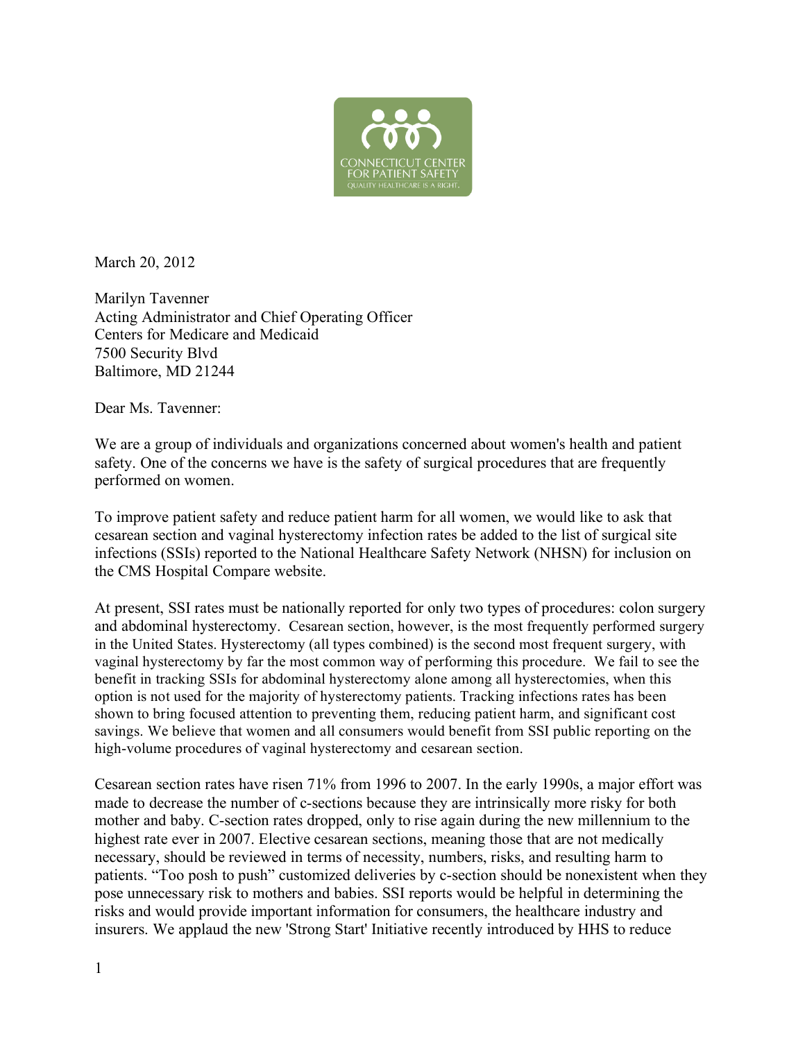CONNECTICUT CENTER FOR PATIENT SAFETY
QUALITY HEALTHCARE IS A RIGHT.

March 20, 2012

Marilyn Tavenner
Acting Administrator and Chief Operating Officer
Centers for Medicare and Medicaid
7500 Security Blvd
Baltimore, MD 21244

Dear Ms. Tavenner:

We are a group of individuals and organizations concerned about women's health and patient safety. One of the concerns we have is the safety of surgical procedures that are frequently performed on women.

To improve patient safety and reduce patient harm for all women, we would like to ask that cesarean section and vaginal hysterectomy infection rates be added to the list of surgical site infections (SSIs) reported to the National Healthcare Safety Network (NHSN) for inclusion on the CMS Hospital Compare website.

At present, SSI rates must be nationally reported for only two types of procedures: colon surgery and abdominal hysterectomy. Cesarean section, however, is the most frequently performed surgery in the United States. Hysterectomy (all types combined) is the second most frequent surgery, with vaginal hysterectomy by far the most common way of performing this procedure. We fail to see the benefit in tracking SSIs for abdominal hysterectomy alone among all hysterectomies, when this option is not used for the majority of hysterectomy patients. Tracking infections rates has been shown to bring focused attention to preventing them, reducing patient harm, and significant cost savings. We believe that women and all consumers would benefit from SSI public reporting on the high-volume procedures of vaginal hysterectomy and cesarean section.

Cesarean section rates have risen 71% from 1996 to 2007. In the early 1990s, a major effort was made to decrease the number of c-sections because they are intrinsically more risky for both mother and baby. C-section rates dropped, only to rise again during the new millennium to the highest rate ever in 2007. Elective cesarean sections, meaning those that are not medically necessary, should be reviewed in terms of necessity, numbers, risks, and resulting harm to patients. "Too posh to push" customized deliveries by c-section should be nonexistent when they pose unnecessary risk to mothers and babies. SSI reports would be helpful in determining the risks and would provide important information for consumers, the healthcare industry and insurers. We applaud the new 'Strong Start' Initiative recently introduced by HHS to reduce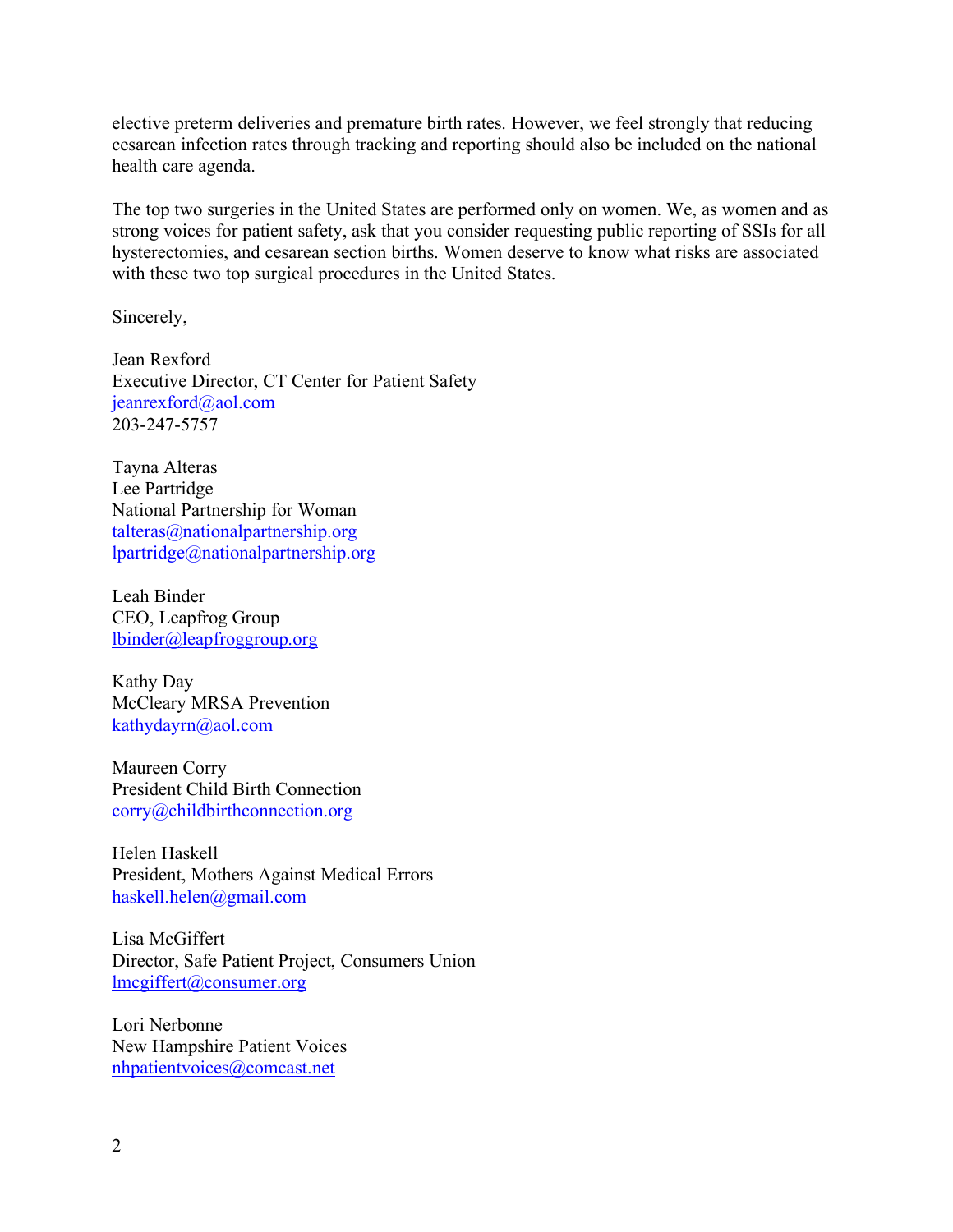elective preterm deliveries and premature birth rates. However, we feel strongly that reducing cesarean infection rates through tracking and reporting should also be included on the national health care agenda.

The top two surgeries in the United States are performed only on women. We, as women and as strong voices for patient safety, ask that you consider requesting public reporting of SSIs for all hysterectomies, and cesarean section births. Women deserve to know what risks are associated with these two top surgical procedures in the United States.

Sincerely,

Jean Rexford  
Executive Director, CT Center for Patient Safety  
jeanrexford@aol.com  
203-247-5757

Tayna Alteras  
Lee Partridge  
National Partnership for Woman  
talteras@nationalpartnership.org  
lpartridge@nationalpartnership.org

Leah Binder  
CEO, Leapfrog Group  
lbinder@leapfroggroup.org

Kathy Day  
McCleary MRSA Prevention  
kathydayrn@aol.com

Maureen Corry  
President Child Birth Connection  
corry@childbirthconnection.org

Helen Haskell  
President, Mothers Against Medical Errors  
haskell.helen@gmail.com

Lisa McGiffert  
Director, Safe Patient Project, Consumers Union  
lmcgiffert@consumer.org

Lori Nerbonne  
New Hampshire Patient Voices  
nhpatientvoices@comcast.net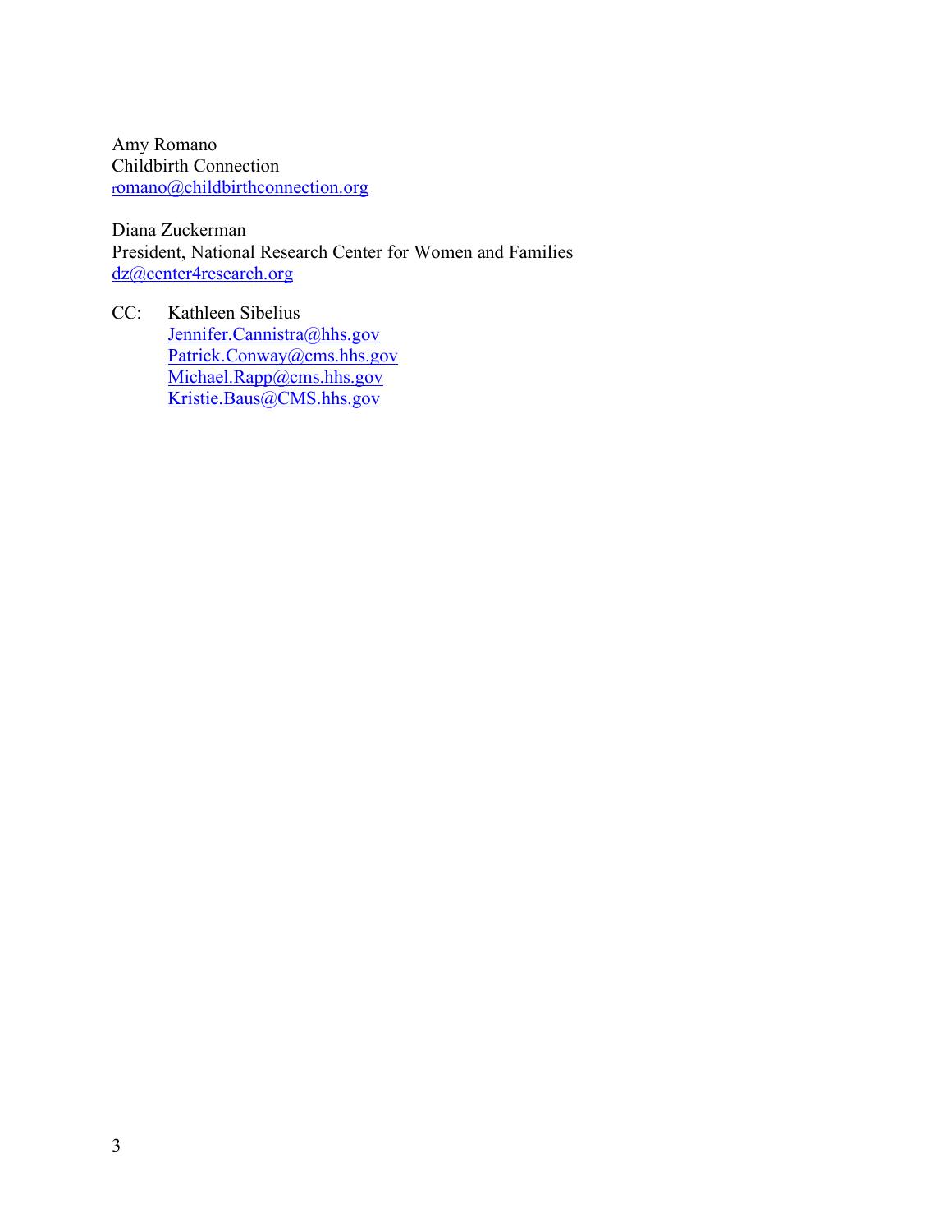Amy Romano
Childbirth Connection
romano@childbirthconnection.org

Diana Zuckerman
President, National Research Center for Women and Families
dz@center4research.org

CC: Kathleen Sibelius
Jennifer.Cannistra@hhs.gov
Patrick.Conway@cms.hhs.gov
Michael.Rapp@cms.hhs.gov
Kristie.Baus@CMS.hhs.gov